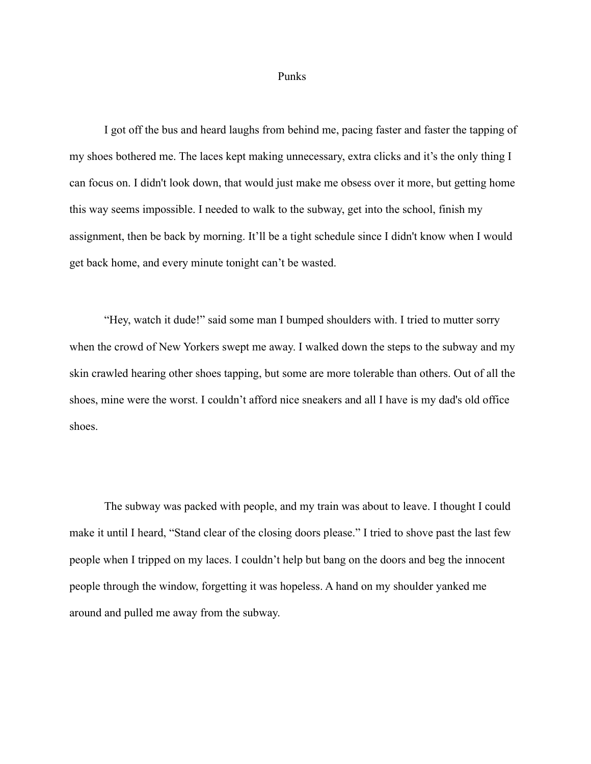# Punks

I got off the bus and heard laughs from behind me, pacing faster and faster the tapping of my shoes bothered me. The laces kept making unnecessary, extra clicks and it's the only thing I can focus on. I didn't look down, that would just make me obsess over it more, but getting home this way seems impossible. I needed to walk to the subway, get into the school, finish my assignment, then be back by morning. It'll be a tight schedule since I didn't know when I would get back home, and every minute tonight can't be wasted.

"Hey, watch it dude!" said some man I bumped shoulders with. I tried to mutter sorry when the crowd of New Yorkers swept me away. I walked down the steps to the subway and my skin crawled hearing other shoes tapping, but some are more tolerable than others. Out of all the shoes, mine were the worst. I couldn't afford nice sneakers and all I have is my dad's old office shoes.

The subway was packed with people, and my train was about to leave. I thought I could make it until I heard, "Stand clear of the closing doors please." I tried to shove past the last few people when I tripped on my laces. I couldn't help but bang on the doors and beg the innocent people through the window, forgetting it was hopeless. A hand on my shoulder yanked me around and pulled me away from the subway.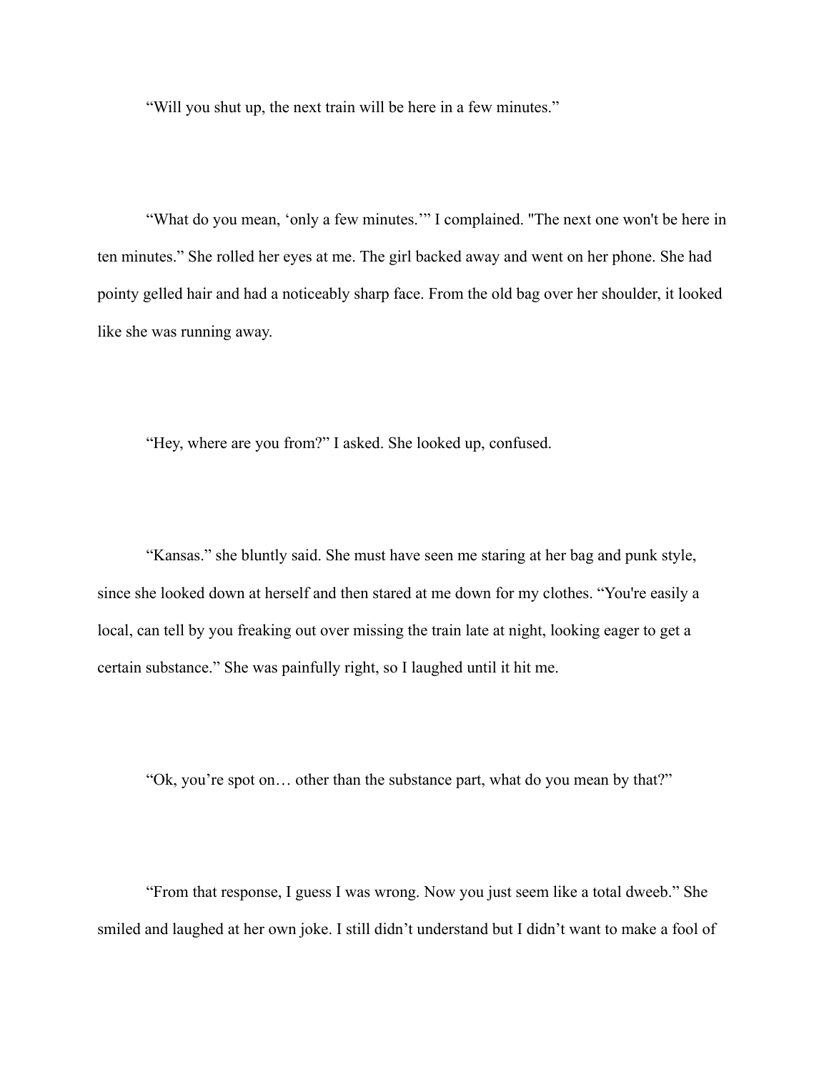"Will you shut up, the next train will be here in a few minutes."

"What do you mean, 'only a few minutes.'" I complained. "The next one won't be here in ten minutes." She rolled her eyes at me. The girl backed away and went on her phone. She had pointy gelled hair and had a noticeably sharp face. From the old bag over her shoulder, it looked like she was running away.

"Hey, where are you from?" I asked. She looked up, confused.

"Kansas." she bluntly said. She must have seen me staring at her bag and punk style, since she looked down at herself and then stared at me down for my clothes. "You're easily a local, can tell by you freaking out over missing the train late at night, looking eager to get a certain substance." She was painfully right, so I laughed until it hit me.

"Ok, you're spot on… other than the substance part, what do you mean by that?"

"From that response, I guess I was wrong. Now you just seem like a total dweeb." She smiled and laughed at her own joke. I still didn't understand but I didn't want to make a fool of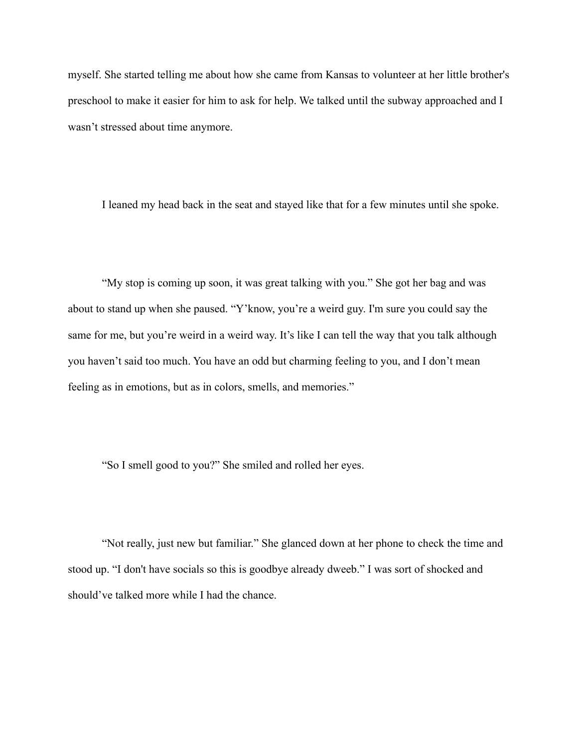myself. She started telling me about how she came from Kansas to volunteer at her little brother's preschool to make it easier for him to ask for help. We talked until the subway approached and I wasn't stressed about time anymore.

I leaned my head back in the seat and stayed like that for a few minutes until she spoke.

"My stop is coming up soon, it was great talking with you." She got her bag and was about to stand up when she paused. "Y'know, you're a weird guy. I'm sure you could say the same for me, but you're weird in a weird way. It's like I can tell the way that you talk although you haven't said too much. You have an odd but charming feeling to you, and I don't mean feeling as in emotions, but as in colors, smells, and memories."

"So I smell good to you?" She smiled and rolled her eyes.

"Not really, just new but familiar." She glanced down at her phone to check the time and stood up. "I don't have socials so this is goodbye already dweeb." I was sort of shocked and should've talked more while I had the chance.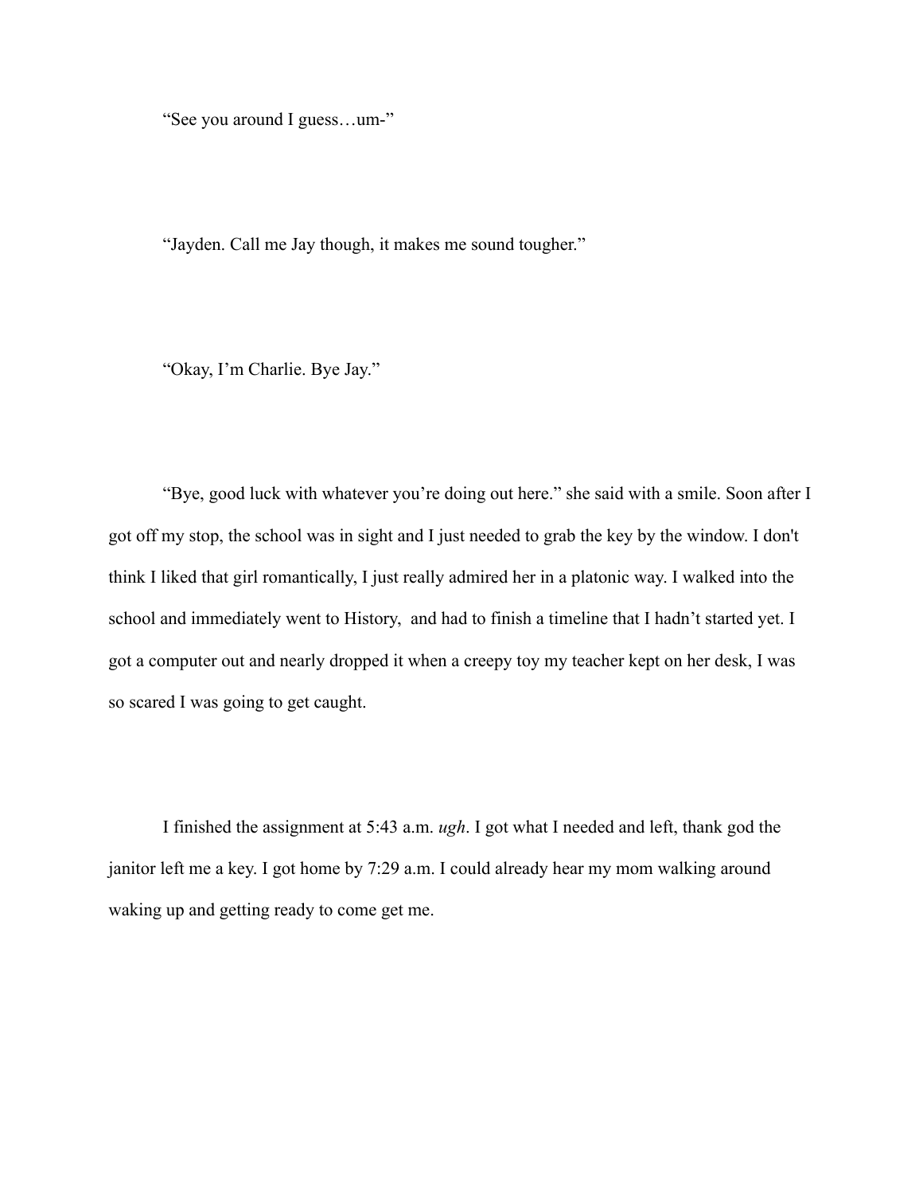"See you around I guess…um-"

"Jayden. Call me Jay though, it makes me sound tougher."

"Okay, I'm Charlie. Bye Jay."

"Bye, good luck with whatever you're doing out here." she said with a smile. Soon after I got off my stop, the school was in sight and I just needed to grab the key by the window. I don't think I liked that girl romantically, I just really admired her in a platonic way. I walked into the school and immediately went to History,  and had to finish a timeline that I hadn't started yet. I got a computer out and nearly dropped it when a creepy toy my teacher kept on her desk, I was so scared I was going to get caught.

I finished the assignment at 5:43 a.m. *ugh*. I got what I needed and left, thank god the janitor left me a key. I got home by 7:29 a.m. I could already hear my mom walking around waking up and getting ready to come get me.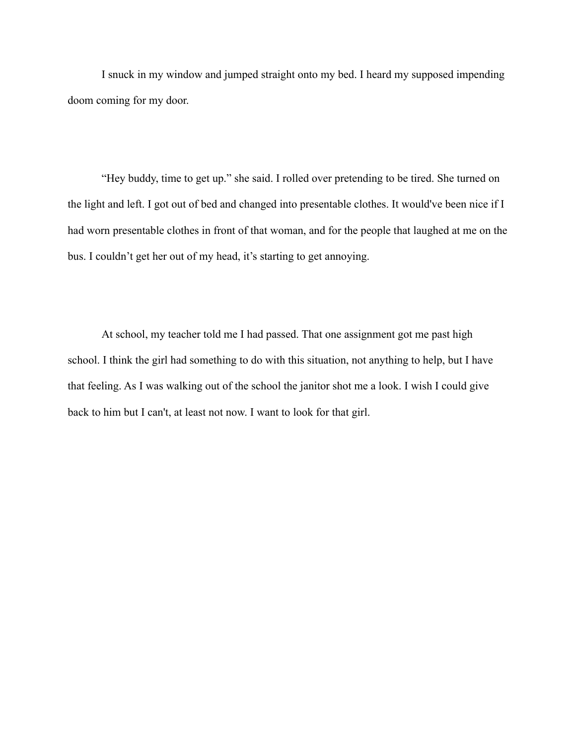I snuck in my window and jumped straight onto my bed. I heard my supposed impending doom coming for my door.

"Hey buddy, time to get up." she said. I rolled over pretending to be tired. She turned on the light and left. I got out of bed and changed into presentable clothes. It would've been nice if I had worn presentable clothes in front of that woman, and for the people that laughed at me on the bus. I couldn't get her out of my head, it's starting to get annoying.

At school, my teacher told me I had passed. That one assignment got me past high school. I think the girl had something to do with this situation, not anything to help, but I have that feeling. As I was walking out of the school the janitor shot me a look. I wish I could give back to him but I can't, at least not now. I want to look for that girl.